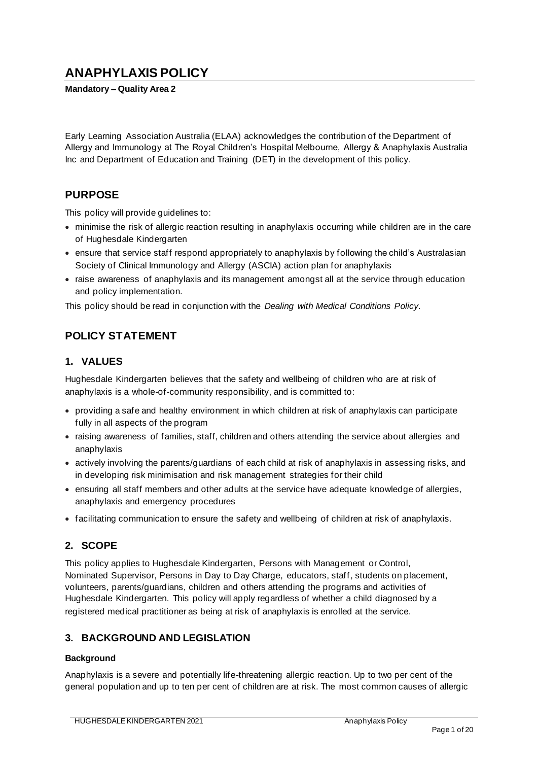# ANAPHYLAXIS POLICY

**Mandatory – Quality Area 2**

Early Learning Association Australia (ELAA) acknowledges the contribution of the Department of Allergy and Immunology at The Royal Children's Hospital Melbourne, Allergy & Anaphylaxis Australia Inc and Department of Education and Training (DET) in the development of this policy.

## PURPOSE

This policy will provide guidelines to:

- minimise the risk of allergic reaction resulting in anaphylaxis occurring while children are in the care of Hughesdale Kindergarten
- ensure that service staff respond appropriately to anaphylaxis by following the child's Australasian Society of Clinical Immunology and Allergy (ASCIA) action plan for anaphylaxis
- raise awareness of anaphylaxis and its management amongst all at the service through education and policy implementation.

This policy should be read in conjunction with the *Dealing with Medical Conditions Policy.*

## POLICY STATEMENT

### 1. VALUES

Hughesdale Kindergarten believes that the safety and wellbeing of children who are at risk of anaphylaxis is a whole-of-community responsibility, and is committed to:

- providing a safe and healthy environment in which children at risk of anaphylaxis can participate fully in all aspects of the program
- raising awareness of families, staff, children and others attending the service about allergies and anaphylaxis
- actively involving the parents/guardians of each child at risk of anaphylaxis in assessing risks, and in developing risk minimisation and risk management strategies for their child
- ensuring all staff members and other adults at the service have adequate knowledge of allergies, anaphylaxis and emergency procedures
- facilitating communication to ensure the safety and wellbeing of children at risk of anaphylaxis.

### 2. SCOPE

This policy applies to Hughesdale Kindergarten, Persons with Management or Control, Nominated Supervisor, Persons in Day to Day Charge, educators, staff, students on placement, volunteers, parents/guardians, children and others attending the programs and activities of Hughesdale Kindergarten. This policy will apply regardless of whether a child diagnosed by a registered medical practitioner as being at risk of anaphylaxis is enrolled at the service.

### 3. BACKGROUND AND LEGISLATION

#### Background

Anaphylaxis is a severe and potentially life-threatening allergic reaction. Up to two per cent of the general population and up to ten per cent of children are at risk. The most common causes of allergic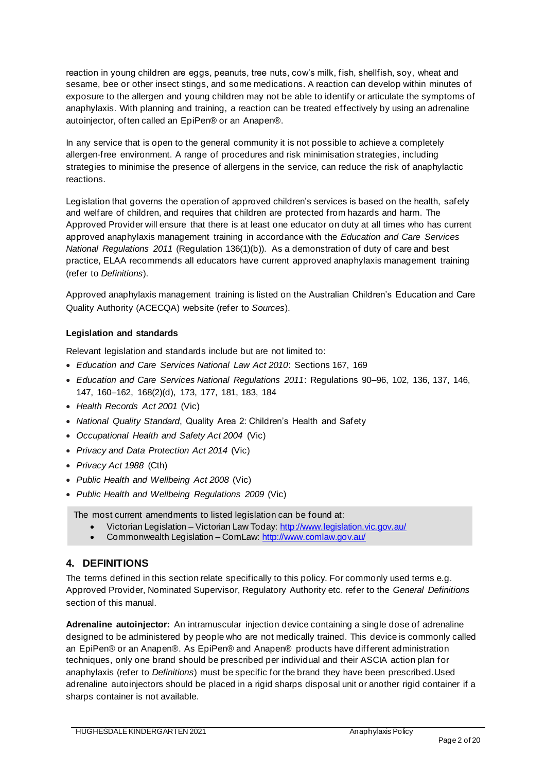reaction in young children are eggs, peanuts, tree nuts, cow's milk, fish, shellfish, soy, wheat and sesame, bee or other insect stings, and some medications. A reaction can develop within minutes of exposure to the allergen and young children may not be able to identify or articulate the symptoms of anaphylaxis. With planning and training, a reaction can be treated effectively by using an adrenaline autoinjector, often called an EpiPen® or an Anapen®.

In any service that is open to the general community it is not possible to achieve a completely allergen-free environment. A range of procedures and risk minimisation strategies, including strategies to minimise the presence of allergens in the service, can reduce the risk of anaphylactic reactions.

Legislation that governs the operation of approved children's services is based on the health, safety and welfare of children, and requires that children are protected from hazards and harm. The Approved Provider will ensure that there is at least one educator on duty at all times who has current approved anaphylaxis management training in accordance with the *Education and Care Services National Regulations 2011* (Regulation 136(1)(b)). As a demonstration of duty of care and best practice, ELAA recommends all educators have current approved anaphylaxis management training (refer to *Definitions*).

Approved anaphylaxis management training is listed on the Australian Children's Education and Care Quality Authority (ACECQA) website (refer to *Sources*).

**Legislation and standards**

Relevant legislation and standards include but are not limited to:

- *Education and Care Services National Law Act 2010*: Sections 167, 169
- *Education and Care Services National Regulations 2011*: Regulations 90–96, 102, 136, 137, 146, 147, 160–162, 168(2)(d), 173, 177, 181, 183, 184
- *Health Records Act 2001* (Vic)
- *National Quality Standard*, Quality Area 2: Children's Health and Safety
- *Occupational Health and Safety Act 2004* (Vic)
- *Privacy and Data Protection Act 2014* (Vic)
- *Privacy Act 1988* (Cth)
- *Public Health and Wellbeing Act 2008* (Vic)
- *Public Health and Wellbeing Regulations 2009* (Vic)

The most current amendments to listed legislation can be found at:

- Victorian Legislation – Victorian Law Today: http://www.legislation.vic.gov.au/
- Commonwealth Legislation – ComLaw: http://www.comlaw.gov.au/

## 4. DEFINITIONS

The terms defined in this section relate specifically to this policy. For commonly used terms e.g. Approved Provider, Nominated Supervisor, Regulatory Authority etc. refer to the *General Definitions* section of this manual.

**Adrenaline autoinjector:** An intramuscular injection device containing a single dose of adrenaline designed to be administered by people who are not medically trained. This device is commonly called an EpiPen® or an Anapen®. As EpiPen® and Anapen® products have different administration techniques, only one brand should be prescribed per individual and their ASCIA action plan for anaphylaxis (refer to *Definitions*) must be specific for the brand they have been prescribed.Used adrenaline autoinjectors should be placed in a rigid sharps disposal unit or another rigid container if a sharps container is not available.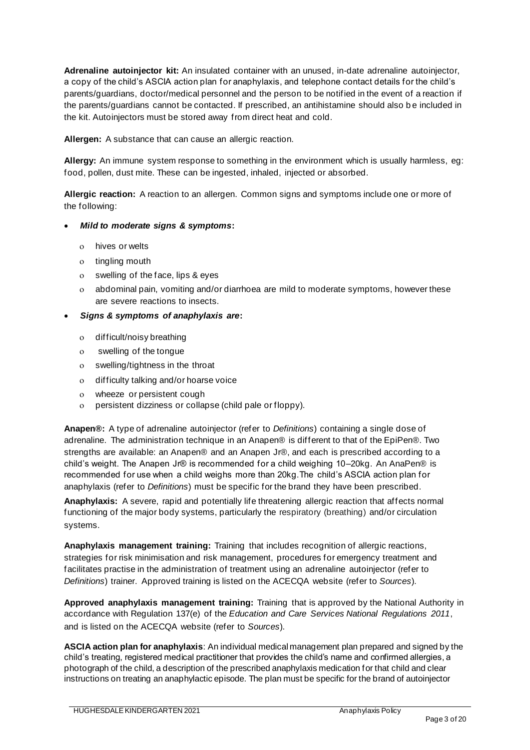**Adrenaline autoinjector kit:** An insulated container with an unused, in-date adrenaline autoinjector, a copy of the child's ASCIA action plan for anaphylaxis, and telephone contact details for the child's parents/guardians, doctor/medical personnel and the person to be notified in the event of a reaction if the parents/guardians cannot be contacted. If prescribed, an antihistamine should also be included in the kit. Autoinjectors must be stored away from direct heat and cold.

**Allergen:** A substance that can cause an allergic reaction.

**Allergy:** An immune system response to something in the environment which is usually harmless, eg: food, pollen, dust mite. These can be ingested, inhaled, injected or absorbed.

**Allergic reaction:** A reaction to an allergen. Common signs and symptoms include one or more of the following:

- ***Mild to moderate signs & symptoms*:**
  - hives or welts
  - tingling mouth
  - swelling of the face, lips & eyes
  - abdominal pain, vomiting and/or diarrhoea are mild to moderate symptoms, however these are severe reactions to insects.
- ***Signs & symptoms of anaphylaxis are*:**
  - difficult/noisy breathing
  - swelling of the tongue
  - swelling/tightness in the throat
  - difficulty talking and/or hoarse voice
  - wheeze or persistent cough
  - persistent dizziness or collapse (child pale or floppy).

**Anapen®:** A type of adrenaline autoinjector (refer to *Definitions*) containing a single dose of adrenaline. The administration technique in an Anapen® is different to that of the EpiPen®. Two strengths are available: an Anapen® and an Anapen Jr®, and each is prescribed according to a child's weight. The Anapen Jr® is recommended for a child weighing 10–20kg. An AnaPen® is recommended for use when a child weighs more than 20kg. The child's ASCIA action plan for anaphylaxis (refer to *Definitions*) must be specific for the brand they have been prescribed.

**Anaphylaxis:** A severe, rapid and potentially life threatening allergic reaction that affects normal functioning of the major body systems, particularly the respiratory (breathing) and/or circulation systems.

**Anaphylaxis management training:** Training that includes recognition of allergic reactions, strategies for risk minimisation and risk management, procedures for emergency treatment and facilitates practise in the administration of treatment using an adrenaline autoinjector (refer to *Definitions*) trainer. Approved training is listed on the ACECQA website (refer to *Sources*).

**Approved anaphylaxis management training:** Training that is approved by the National Authority in accordance with Regulation 137(e) of the *Education and Care Services National Regulations 2011*, and is listed on the ACECQA website (refer to *Sources*).

**ASCIA action plan for anaphylaxis**: An individual medical management plan prepared and signed by the child's treating, registered medical practitioner that provides the child's name and confirmed allergies, a photograph of the child, a description of the prescribed anaphylaxis medication for that child and clear instructions on treating an anaphylactic episode. The plan must be specific for the brand of autoinjector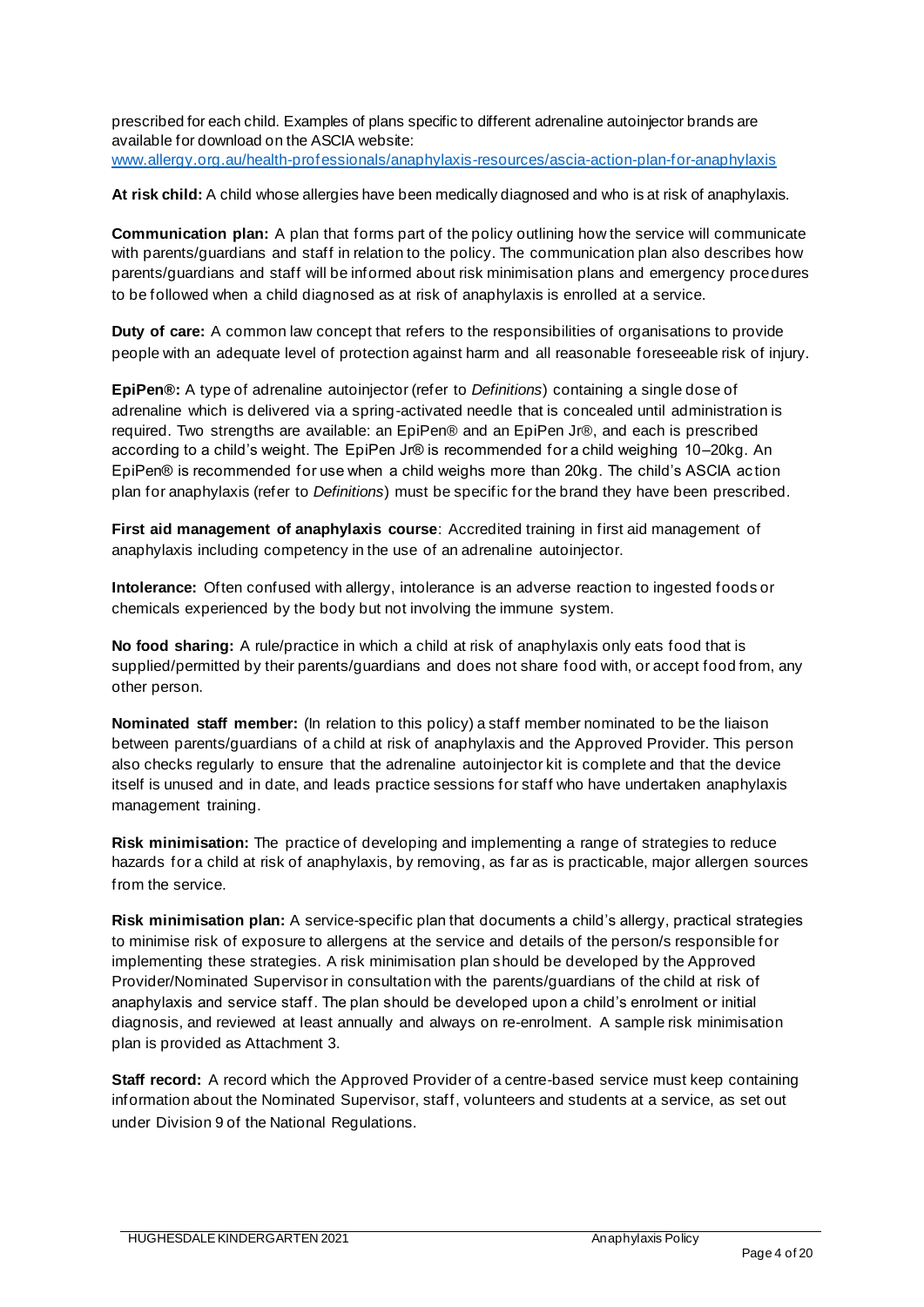prescribed for each child. Examples of plans specific to different adrenaline autoinjector brands are available for download on the ASCIA website:
www.allergy.org.au/health-professionals/anaphylaxis-resources/ascia-action-plan-for-anaphylaxis

**At risk child:** A child whose allergies have been medically diagnosed and who is at risk of anaphylaxis.

**Communication plan:** A plan that forms part of the policy outlining how the service will communicate with parents/guardians and staff in relation to the policy. The communication plan also describes how parents/guardians and staff will be informed about risk minimisation plans and emergency procedures to be followed when a child diagnosed as at risk of anaphylaxis is enrolled at a service.

**Duty of care:** A common law concept that refers to the responsibilities of organisations to provide people with an adequate level of protection against harm and all reasonable foreseeable risk of injury.

**EpiPen®:** A type of adrenaline autoinjector (refer to *Definitions*) containing a single dose of adrenaline which is delivered via a spring-activated needle that is concealed until administration is required. Two strengths are available: an EpiPen® and an EpiPen Jr®, and each is prescribed according to a child's weight. The EpiPen Jr® is recommended for a child weighing 10–20kg. An EpiPen® is recommended for use when a child weighs more than 20kg. The child's ASCIA action plan for anaphylaxis (refer to *Definitions*) must be specific for the brand they have been prescribed.

**First aid management of anaphylaxis course**: Accredited training in first aid management of anaphylaxis including competency in the use of an adrenaline autoinjector.

**Intolerance:** Often confused with allergy, intolerance is an adverse reaction to ingested foods or chemicals experienced by the body but not involving the immune system.

**No food sharing:** A rule/practice in which a child at risk of anaphylaxis only eats food that is supplied/permitted by their parents/guardians and does not share food with, or accept food from, any other person.

**Nominated staff member:** (In relation to this policy) a staff member nominated to be the liaison between parents/guardians of a child at risk of anaphylaxis and the Approved Provider. This person also checks regularly to ensure that the adrenaline autoinjector kit is complete and that the device itself is unused and in date, and leads practice sessions for staff who have undertaken anaphylaxis management training.

**Risk minimisation:** The practice of developing and implementing a range of strategies to reduce hazards for a child at risk of anaphylaxis, by removing, as far as is practicable, major allergen sources from the service.

**Risk minimisation plan:** A service-specific plan that documents a child's allergy, practical strategies to minimise risk of exposure to allergens at the service and details of the person/s responsible for implementing these strategies. A risk minimisation plan should be developed by the Approved Provider/Nominated Supervisor in consultation with the parents/guardians of the child at risk of anaphylaxis and service staff. The plan should be developed upon a child's enrolment or initial diagnosis, and reviewed at least annually and always on re-enrolment. A sample risk minimisation plan is provided as Attachment 3.

**Staff record:** A record which the Approved Provider of a centre-based service must keep containing information about the Nominated Supervisor, staff, volunteers and students at a service, as set out under Division 9 of the National Regulations.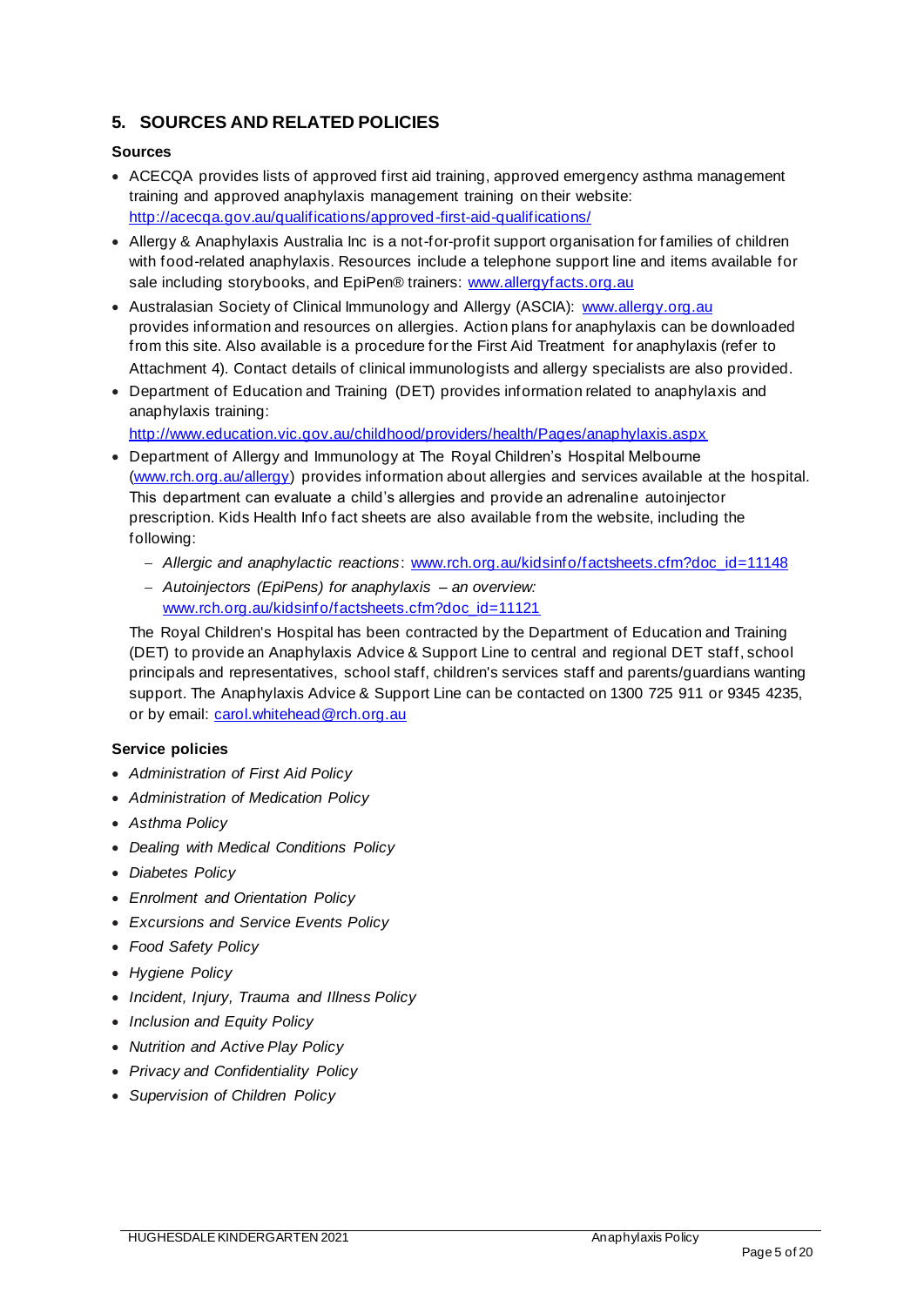## 5. SOURCES AND RELATED POLICIES

### Sources

- ACECQA provides lists of approved first aid training, approved emergency asthma management training and approved anaphylaxis management training on their website: http://acecqa.gov.au/qualifications/approved-first-aid-qualifications/
- Allergy & Anaphylaxis Australia Inc is a not-for-profit support organisation for families of children with food-related anaphylaxis. Resources include a telephone support line and items available for sale including storybooks, and EpiPen® trainers: www.allergyfacts.org.au
- Australasian Society of Clinical Immunology and Allergy (ASCIA): www.allergy.org.au provides information and resources on allergies. Action plans for anaphylaxis can be downloaded from this site. Also available is a procedure for the First Aid Treatment for anaphylaxis (refer to Attachment 4). Contact details of clinical immunologists and allergy specialists are also provided.
- Department of Education and Training (DET) provides information related to anaphylaxis and anaphylaxis training: http://www.education.vic.gov.au/childhood/providers/health/Pages/anaphylaxis.aspx
- Department of Allergy and Immunology at The Royal Children's Hospital Melbourne (www.rch.org.au/allergy) provides information about allergies and services available at the hospital. This department can evaluate a child's allergies and provide an adrenaline autoinjector prescription. Kids Health Info fact sheets are also available from the website, including the following:
  - *Allergic and anaphylactic reactions*: www.rch.org.au/kidsinfo/factsheets.cfm?doc_id=11148
  - *Autoinjectors (EpiPens) for anaphylaxis – an overview:* www.rch.org.au/kidsinfo/factsheets.cfm?doc_id=11121

  The Royal Children's Hospital has been contracted by the Department of Education and Training (DET) to provide an Anaphylaxis Advice & Support Line to central and regional DET staff, school principals and representatives, school staff, children's services staff and parents/guardians wanting support. The Anaphylaxis Advice & Support Line can be contacted on 1300 725 911 or 9345 4235, or by email: carol.whitehead@rch.org.au

### Service policies

- *Administration of First Aid Policy*
- *Administration of Medication Policy*
- *Asthma Policy*
- *Dealing with Medical Conditions Policy*
- *Diabetes Policy*
- *Enrolment and Orientation Policy*
- *Excursions and Service Events Policy*
- *Food Safety Policy*
- *Hygiene Policy*
- *Incident, Injury, Trauma and Illness Policy*
- *Inclusion and Equity Policy*
- *Nutrition and Active Play Policy*
- *Privacy and Confidentiality Policy*
- *Supervision of Children Policy*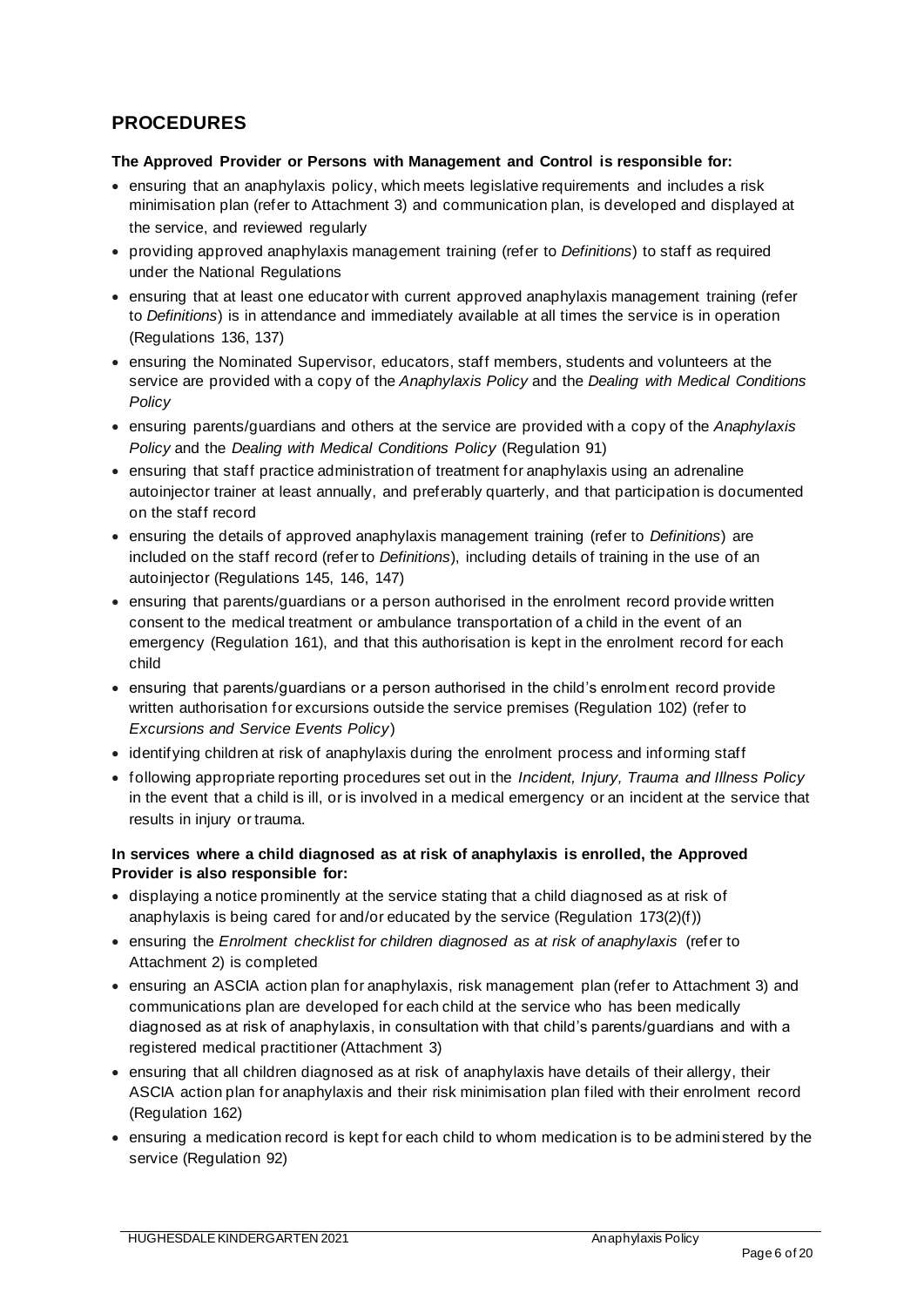## PROCEDURES

**The Approved Provider or Persons with Management and Control is responsible for:**

- ensuring that an anaphylaxis policy, which meets legislative requirements and includes a risk minimisation plan (refer to Attachment 3) and communication plan, is developed and displayed at the service, and reviewed regularly
- providing approved anaphylaxis management training (refer to *Definitions*) to staff as required under the National Regulations
- ensuring that at least one educator with current approved anaphylaxis management training (refer to *Definitions*) is in attendance and immediately available at all times the service is in operation (Regulations 136, 137)
- ensuring the Nominated Supervisor, educators, staff members, students and volunteers at the service are provided with a copy of the *Anaphylaxis Policy* and the *Dealing with Medical Conditions Policy*
- ensuring parents/guardians and others at the service are provided with a copy of the *Anaphylaxis Policy* and the *Dealing with Medical Conditions Policy* (Regulation 91)
- ensuring that staff practice administration of treatment for anaphylaxis using an adrenaline autoinjector trainer at least annually, and preferably quarterly, and that participation is documented on the staff record
- ensuring the details of approved anaphylaxis management training (refer to *Definitions*) are included on the staff record (refer to *Definitions*), including details of training in the use of an autoinjector (Regulations 145, 146, 147)
- ensuring that parents/guardians or a person authorised in the enrolment record provide written consent to the medical treatment or ambulance transportation of a child in the event of an emergency (Regulation 161), and that this authorisation is kept in the enrolment record for each child
- ensuring that parents/guardians or a person authorised in the child's enrolment record provide written authorisation for excursions outside the service premises (Regulation 102) (refer to *Excursions and Service Events Policy*)
- identifying children at risk of anaphylaxis during the enrolment process and informing staff
- following appropriate reporting procedures set out in the *Incident, Injury, Trauma and Illness Policy* in the event that a child is ill, or is involved in a medical emergency or an incident at the service that results in injury or trauma.

**In services where a child diagnosed as at risk of anaphylaxis is enrolled, the Approved Provider is also responsible for:**

- displaying a notice prominently at the service stating that a child diagnosed as at risk of anaphylaxis is being cared for and/or educated by the service (Regulation 173(2)(f))
- ensuring the *Enrolment checklist for children diagnosed as at risk of anaphylaxis* (refer to Attachment 2) is completed
- ensuring an ASCIA action plan for anaphylaxis, risk management plan (refer to Attachment 3) and communications plan are developed for each child at the service who has been medically diagnosed as at risk of anaphylaxis, in consultation with that child's parents/guardians and with a registered medical practitioner (Attachment 3)
- ensuring that all children diagnosed as at risk of anaphylaxis have details of their allergy, their ASCIA action plan for anaphylaxis and their risk minimisation plan filed with their enrolment record (Regulation 162)
- ensuring a medication record is kept for each child to whom medication is to be administered by the service (Regulation 92)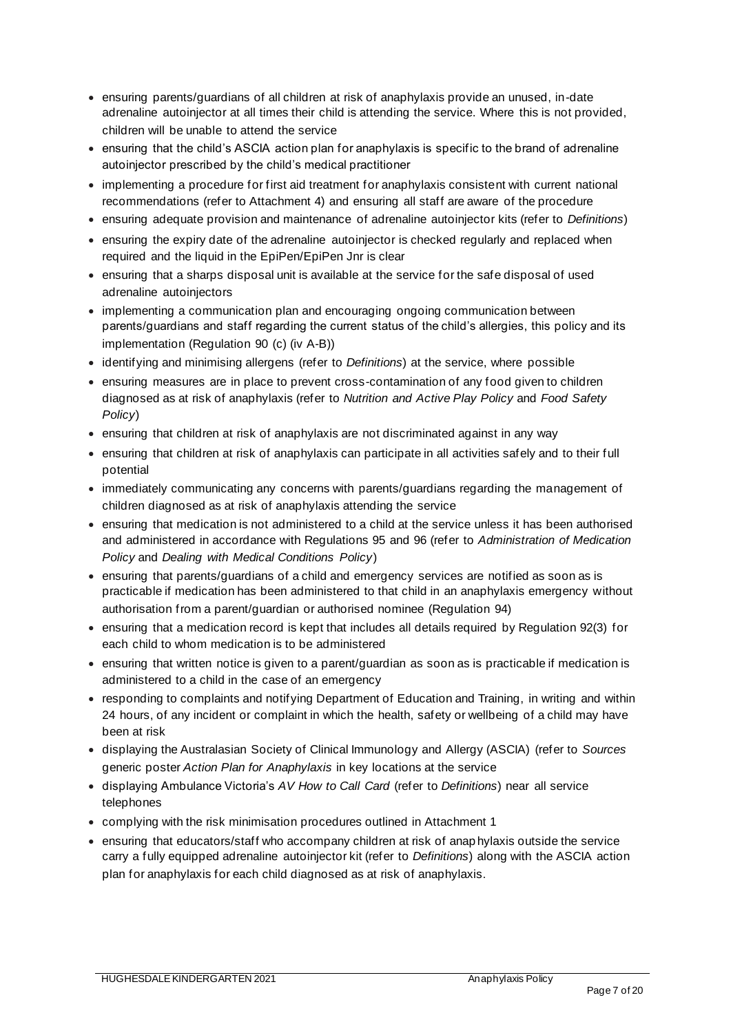- ensuring parents/guardians of all children at risk of anaphylaxis provide an unused, in-date adrenaline autoinjector at all times their child is attending the service. Where this is not provided, children will be unable to attend the service
- ensuring that the child's ASCIA action plan for anaphylaxis is specific to the brand of adrenaline autoinjector prescribed by the child's medical practitioner
- implementing a procedure for first aid treatment for anaphylaxis consistent with current national recommendations (refer to Attachment 4) and ensuring all staff are aware of the procedure
- ensuring adequate provision and maintenance of adrenaline autoinjector kits (refer to *Definitions*)
- ensuring the expiry date of the adrenaline autoinjector is checked regularly and replaced when required and the liquid in the EpiPen/EpiPen Jnr is clear
- ensuring that a sharps disposal unit is available at the service for the safe disposal of used adrenaline autoinjectors
- implementing a communication plan and encouraging ongoing communication between parents/guardians and staff regarding the current status of the child's allergies, this policy and its implementation (Regulation 90 (c) (iv A-B))
- identifying and minimising allergens (refer to *Definitions*) at the service, where possible
- ensuring measures are in place to prevent cross-contamination of any food given to children diagnosed as at risk of anaphylaxis (refer to *Nutrition and Active Play Policy* and *Food Safety Policy*)
- ensuring that children at risk of anaphylaxis are not discriminated against in any way
- ensuring that children at risk of anaphylaxis can participate in all activities safely and to their full potential
- immediately communicating any concerns with parents/guardians regarding the management of children diagnosed as at risk of anaphylaxis attending the service
- ensuring that medication is not administered to a child at the service unless it has been authorised and administered in accordance with Regulations 95 and 96 (refer to *Administration of Medication Policy* and *Dealing with Medical Conditions Policy*)
- ensuring that parents/guardians of a child and emergency services are notified as soon as is practicable if medication has been administered to that child in an anaphylaxis emergency without authorisation from a parent/guardian or authorised nominee (Regulation 94)
- ensuring that a medication record is kept that includes all details required by Regulation 92(3) for each child to whom medication is to be administered
- ensuring that written notice is given to a parent/guardian as soon as is practicable if medication is administered to a child in the case of an emergency
- responding to complaints and notifying Department of Education and Training, in writing and within 24 hours, of any incident or complaint in which the health, safety or wellbeing of a child may have been at risk
- displaying the Australasian Society of Clinical Immunology and Allergy (ASCIA) (refer to *Sources* generic poster *Action Plan for Anaphylaxis* in key locations at the service
- displaying Ambulance Victoria's *AV How to Call Card* (refer to *Definitions*) near all service telephones
- complying with the risk minimisation procedures outlined in Attachment 1
- ensuring that educators/staff who accompany children at risk of anaphylaxis outside the service carry a fully equipped adrenaline autoinjector kit (refer to *Definitions*) along with the ASCIA action plan for anaphylaxis for each child diagnosed as at risk of anaphylaxis.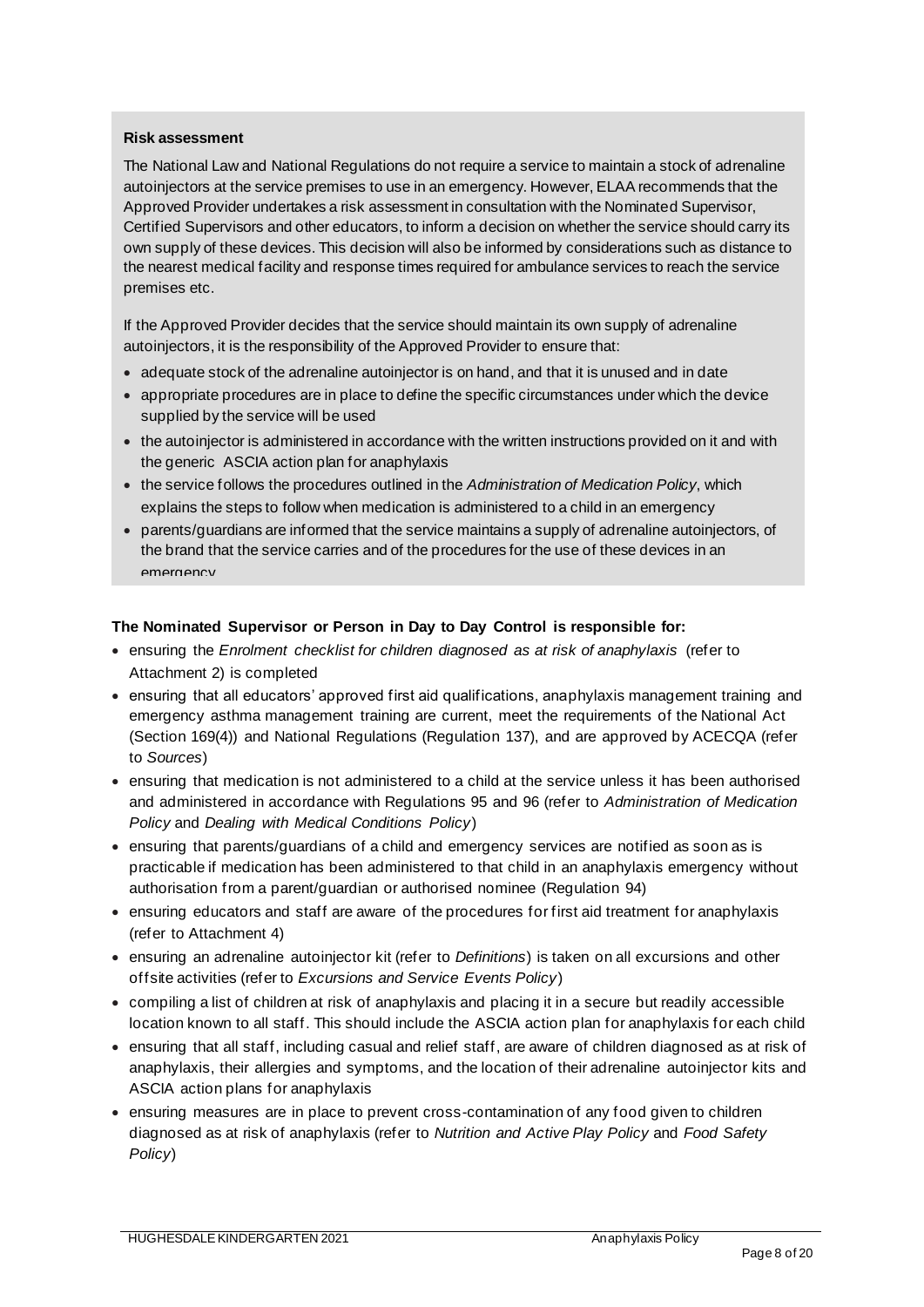**Risk assessment**

The National Law and National Regulations do not require a service to maintain a stock of adrenaline autoinjectors at the service premises to use in an emergency. However, ELAA recommends that the Approved Provider undertakes a risk assessment in consultation with the Nominated Supervisor, Certified Supervisors and other educators, to inform a decision on whether the service should carry its own supply of these devices. This decision will also be informed by considerations such as distance to the nearest medical facility and response times required for ambulance services to reach the service premises etc.

If the Approved Provider decides that the service should maintain its own supply of adrenaline autoinjectors, it is the responsibility of the Approved Provider to ensure that:

- adequate stock of the adrenaline autoinjector is on hand, and that it is unused and in date
- appropriate procedures are in place to define the specific circumstances under which the device supplied by the service will be used
- the autoinjector is administered in accordance with the written instructions provided on it and with the generic ASCIA action plan for anaphylaxis
- the service follows the procedures outlined in the *Administration of Medication Policy*, which explains the steps to follow when medication is administered to a child in an emergency
- parents/guardians are informed that the service maintains a supply of adrenaline autoinjectors, of the brand that the service carries and of the procedures for the use of these devices in an emergency

**The Nominated Supervisor or Person in Day to Day Control is responsible for:**

- ensuring the *Enrolment checklist for children diagnosed as at risk of anaphylaxis* (refer to Attachment 2) is completed
- ensuring that all educators' approved first aid qualifications, anaphylaxis management training and emergency asthma management training are current, meet the requirements of the National Act (Section 169(4)) and National Regulations (Regulation 137), and are approved by ACECQA (refer to *Sources*)
- ensuring that medication is not administered to a child at the service unless it has been authorised and administered in accordance with Regulations 95 and 96 (refer to *Administration of Medication Policy* and *Dealing with Medical Conditions Policy*)
- ensuring that parents/guardians of a child and emergency services are notified as soon as is practicable if medication has been administered to that child in an anaphylaxis emergency without authorisation from a parent/guardian or authorised nominee (Regulation 94)
- ensuring educators and staff are aware of the procedures for first aid treatment for anaphylaxis (refer to Attachment 4)
- ensuring an adrenaline autoinjector kit (refer to *Definitions*) is taken on all excursions and other offsite activities (refer to *Excursions and Service Events Policy*)
- compiling a list of children at risk of anaphylaxis and placing it in a secure but readily accessible location known to all staff. This should include the ASCIA action plan for anaphylaxis for each child
- ensuring that all staff, including casual and relief staff, are aware of children diagnosed as at risk of anaphylaxis, their allergies and symptoms, and the location of their adrenaline autoinjector kits and ASCIA action plans for anaphylaxis
- ensuring measures are in place to prevent cross-contamination of any food given to children diagnosed as at risk of anaphylaxis (refer to *Nutrition and Active Play Policy* and *Food Safety Policy*)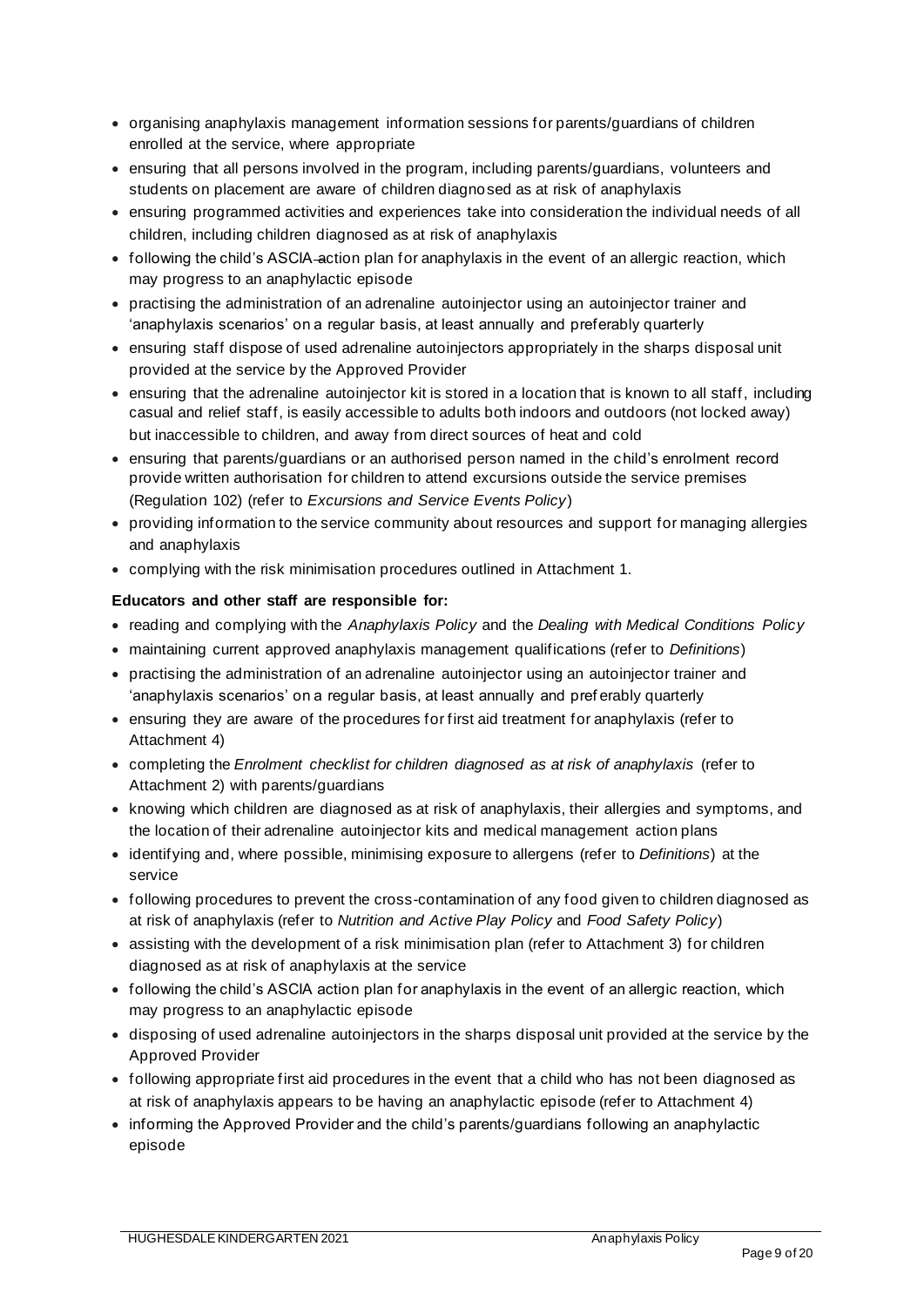- organising anaphylaxis management information sessions for parents/guardians of children enrolled at the service, where appropriate
- ensuring that all persons involved in the program, including parents/guardians, volunteers and students on placement are aware of children diagnosed as at risk of anaphylaxis
- ensuring programmed activities and experiences take into consideration the individual needs of all children, including children diagnosed as at risk of anaphylaxis
- following the child's ASCIA action plan for anaphylaxis in the event of an allergic reaction, which may progress to an anaphylactic episode
- practising the administration of an adrenaline autoinjector using an autoinjector trainer and 'anaphylaxis scenarios' on a regular basis, at least annually and preferably quarterly
- ensuring staff dispose of used adrenaline autoinjectors appropriately in the sharps disposal unit provided at the service by the Approved Provider
- ensuring that the adrenaline autoinjector kit is stored in a location that is known to all staff, including casual and relief staff, is easily accessible to adults both indoors and outdoors (not locked away) but inaccessible to children, and away from direct sources of heat and cold
- ensuring that parents/guardians or an authorised person named in the child's enrolment record provide written authorisation for children to attend excursions outside the service premises (Regulation 102) (refer to *Excursions and Service Events Policy*)
- providing information to the service community about resources and support for managing allergies and anaphylaxis
- complying with the risk minimisation procedures outlined in Attachment 1.

**Educators and other staff are responsible for:**

- reading and complying with the *Anaphylaxis Policy* and the *Dealing with Medical Conditions Policy*
- maintaining current approved anaphylaxis management qualifications (refer to *Definitions*)
- practising the administration of an adrenaline autoinjector using an autoinjector trainer and 'anaphylaxis scenarios' on a regular basis, at least annually and preferably quarterly
- ensuring they are aware of the procedures for first aid treatment for anaphylaxis (refer to Attachment 4)
- completing the *Enrolment checklist for children diagnosed as at risk of anaphylaxis* (refer to Attachment 2) with parents/guardians
- knowing which children are diagnosed as at risk of anaphylaxis, their allergies and symptoms, and the location of their adrenaline autoinjector kits and medical management action plans
- identifying and, where possible, minimising exposure to allergens (refer to *Definitions*) at the service
- following procedures to prevent the cross-contamination of any food given to children diagnosed as at risk of anaphylaxis (refer to *Nutrition and Active Play Policy* and *Food Safety Policy*)
- assisting with the development of a risk minimisation plan (refer to Attachment 3) for children diagnosed as at risk of anaphylaxis at the service
- following the child's ASCIA action plan for anaphylaxis in the event of an allergic reaction, which may progress to an anaphylactic episode
- disposing of used adrenaline autoinjectors in the sharps disposal unit provided at the service by the Approved Provider
- following appropriate first aid procedures in the event that a child who has not been diagnosed as at risk of anaphylaxis appears to be having an anaphylactic episode (refer to Attachment 4)
- informing the Approved Provider and the child's parents/guardians following an anaphylactic episode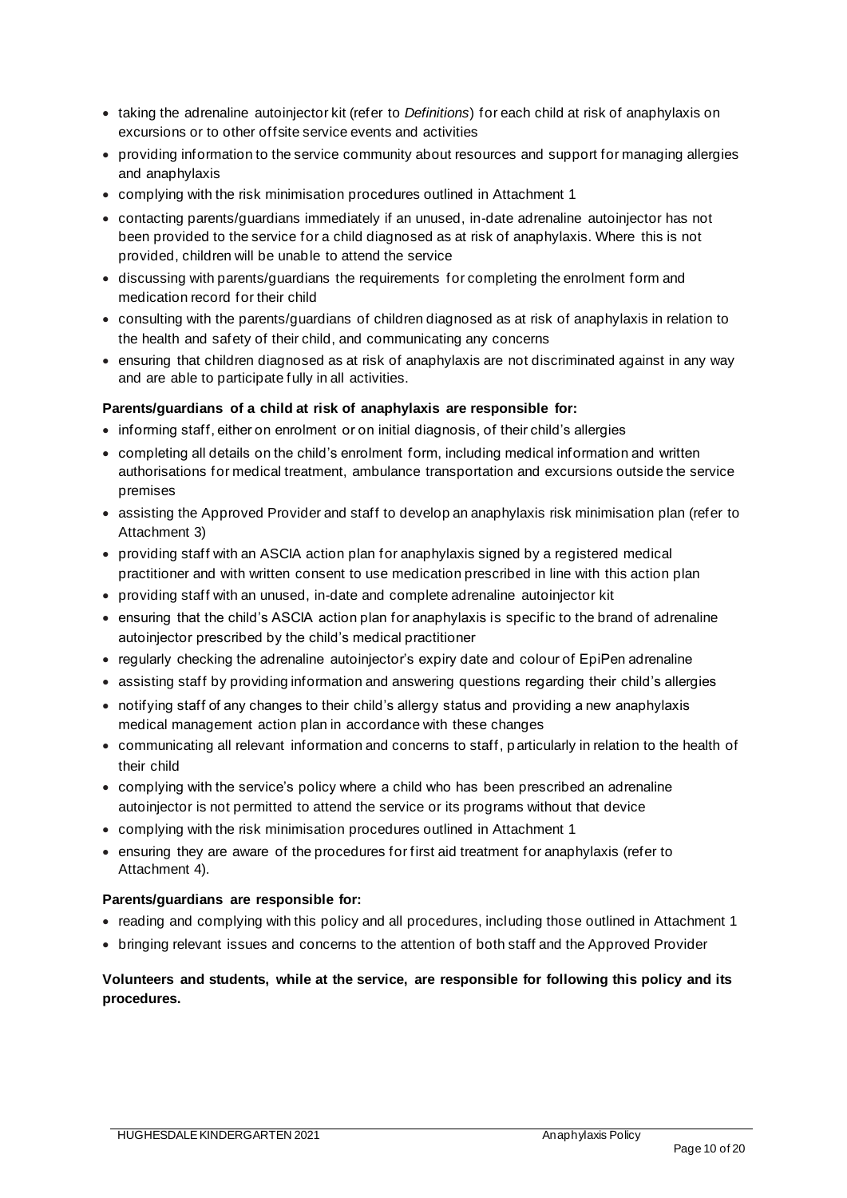- taking the adrenaline autoinjector kit (refer to *Definitions*) for each child at risk of anaphylaxis on excursions or to other offsite service events and activities
- providing information to the service community about resources and support for managing allergies and anaphylaxis
- complying with the risk minimisation procedures outlined in Attachment 1
- contacting parents/guardians immediately if an unused, in-date adrenaline autoinjector has not been provided to the service for a child diagnosed as at risk of anaphylaxis. Where this is not provided, children will be unable to attend the service
- discussing with parents/guardians the requirements for completing the enrolment form and medication record for their child
- consulting with the parents/guardians of children diagnosed as at risk of anaphylaxis in relation to the health and safety of their child, and communicating any concerns
- ensuring that children diagnosed as at risk of anaphylaxis are not discriminated against in any way and are able to participate fully in all activities.

**Parents/guardians of a child at risk of anaphylaxis are responsible for:**

- informing staff, either on enrolment or on initial diagnosis, of their child's allergies
- completing all details on the child's enrolment form, including medical information and written authorisations for medical treatment, ambulance transportation and excursions outside the service premises
- assisting the Approved Provider and staff to develop an anaphylaxis risk minimisation plan (refer to Attachment 3)
- providing staff with an ASCIA action plan for anaphylaxis signed by a registered medical practitioner and with written consent to use medication prescribed in line with this action plan
- providing staff with an unused, in-date and complete adrenaline autoinjector kit
- ensuring that the child's ASCIA action plan for anaphylaxis is specific to the brand of adrenaline autoinjector prescribed by the child's medical practitioner
- regularly checking the adrenaline autoinjector's expiry date and colour of EpiPen adrenaline
- assisting staff by providing information and answering questions regarding their child's allergies
- notifying staff of any changes to their child's allergy status and providing a new anaphylaxis medical management action plan in accordance with these changes
- communicating all relevant information and concerns to staff, particularly in relation to the health of their child
- complying with the service's policy where a child who has been prescribed an adrenaline autoinjector is not permitted to attend the service or its programs without that device
- complying with the risk minimisation procedures outlined in Attachment 1
- ensuring they are aware of the procedures for first aid treatment for anaphylaxis (refer to Attachment 4).

**Parents/guardians are responsible for:**

- reading and complying with this policy and all procedures, including those outlined in Attachment 1
- bringing relevant issues and concerns to the attention of both staff and the Approved Provider

**Volunteers and students, while at the service, are responsible for following this policy and its procedures.**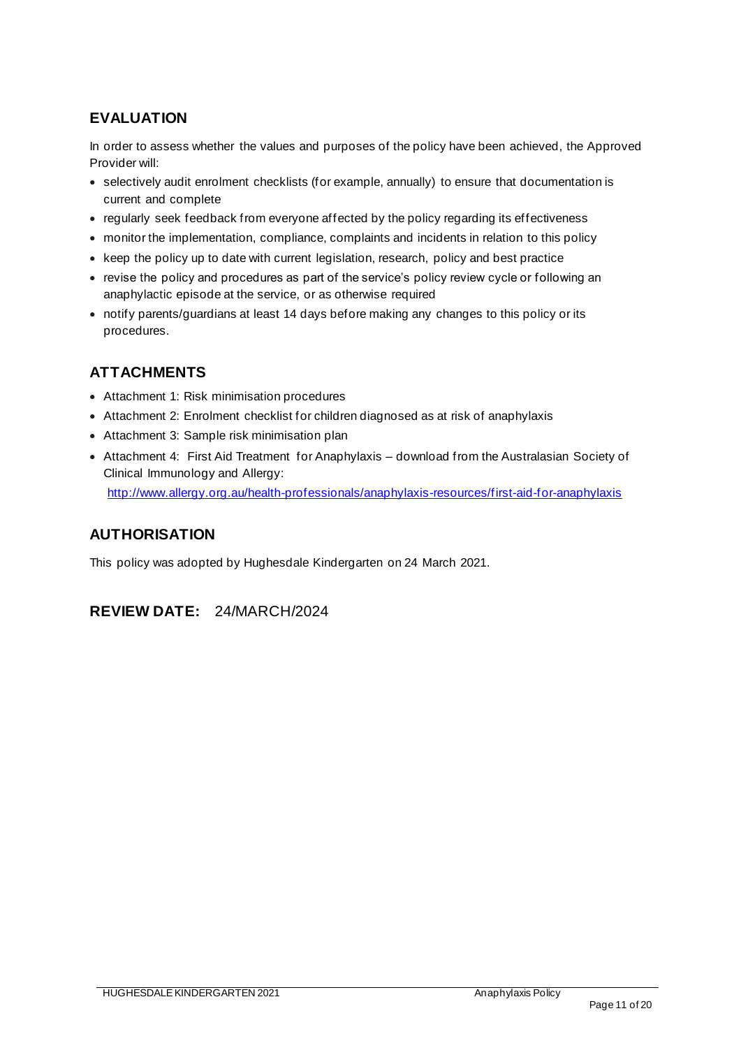## EVALUATION

In order to assess whether the values and purposes of the policy have been achieved, the Approved Provider will:

- selectively audit enrolment checklists (for example, annually) to ensure that documentation is current and complete
- regularly seek feedback from everyone affected by the policy regarding its effectiveness
- monitor the implementation, compliance, complaints and incidents in relation to this policy
- keep the policy up to date with current legislation, research, policy and best practice
- revise the policy and procedures as part of the service's policy review cycle or following an anaphylactic episode at the service, or as otherwise required
- notify parents/guardians at least 14 days before making any changes to this policy or its procedures.

## ATTACHMENTS

- Attachment 1: Risk minimisation procedures
- Attachment 2: Enrolment checklist for children diagnosed as at risk of anaphylaxis
- Attachment 3: Sample risk minimisation plan
- Attachment 4: First Aid Treatment for Anaphylaxis – download from the Australasian Society of Clinical Immunology and Allergy:
  http://www.allergy.org.au/health-professionals/anaphylaxis-resources/first-aid-for-anaphylaxis

## AUTHORISATION

This policy was adopted by Hughesdale Kindergarten on 24 March 2021.

## REVIEW DATE: 24/MARCH/2024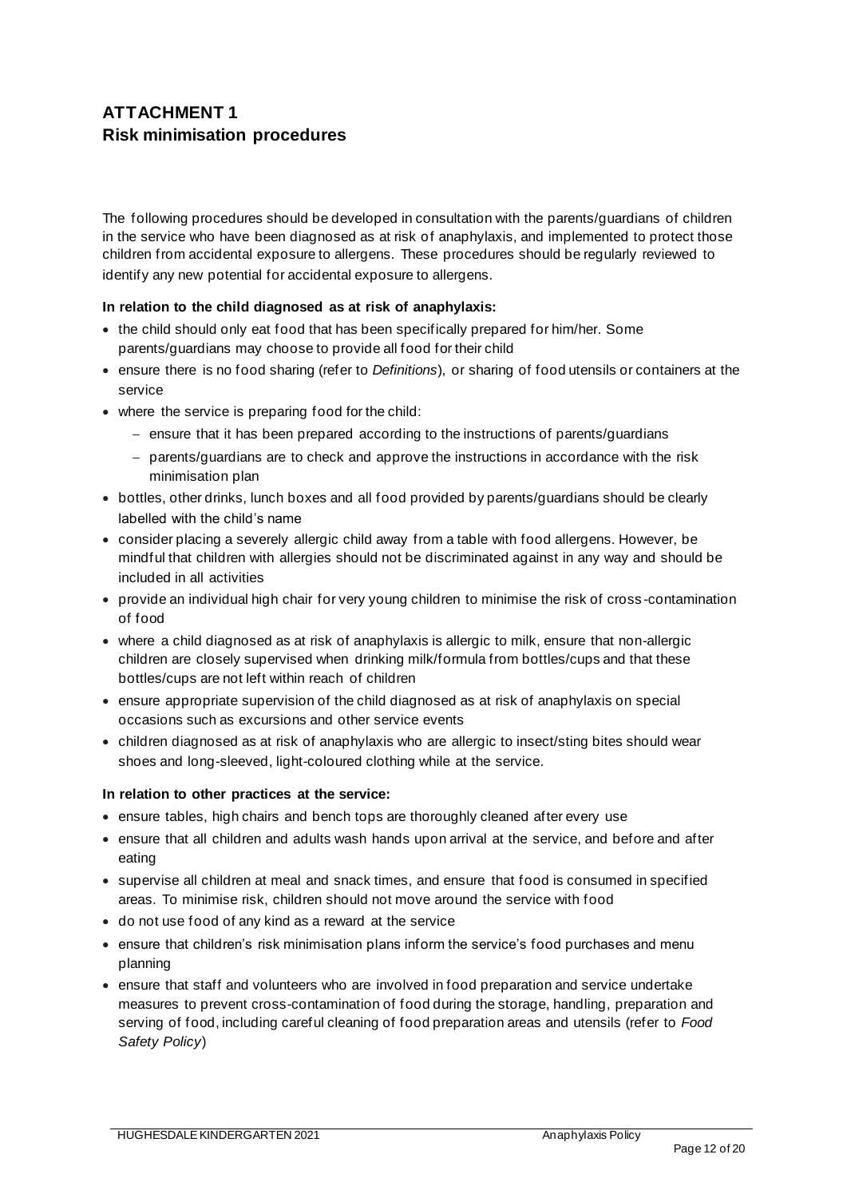# ATTACHMENT 1
## Risk minimisation procedures

The following procedures should be developed in consultation with the parents/guardians of children in the service who have been diagnosed as at risk of anaphylaxis, and implemented to protect those children from accidental exposure to allergens. These procedures should be regularly reviewed to identify any new potential for accidental exposure to allergens.

**In relation to the child diagnosed as at risk of anaphylaxis:**

- the child should only eat food that has been specifically prepared for him/her. Some parents/guardians may choose to provide all food for their child
- ensure there is no food sharing (refer to *Definitions*), or sharing of food utensils or containers at the service
- where the service is preparing food for the child:
  - ensure that it has been prepared according to the instructions of parents/guardians
  - parents/guardians are to check and approve the instructions in accordance with the risk minimisation plan
- bottles, other drinks, lunch boxes and all food provided by parents/guardians should be clearly labelled with the child's name
- consider placing a severely allergic child away from a table with food allergens. However, be mindful that children with allergies should not be discriminated against in any way and should be included in all activities
- provide an individual high chair for very young children to minimise the risk of cross-contamination of food
- where a child diagnosed as at risk of anaphylaxis is allergic to milk, ensure that non-allergic children are closely supervised when drinking milk/formula from bottles/cups and that these bottles/cups are not left within reach of children
- ensure appropriate supervision of the child diagnosed as at risk of anaphylaxis on special occasions such as excursions and other service events
- children diagnosed as at risk of anaphylaxis who are allergic to insect/sting bites should wear shoes and long-sleeved, light-coloured clothing while at the service.

**In relation to other practices at the service:**

- ensure tables, high chairs and bench tops are thoroughly cleaned after every use
- ensure that all children and adults wash hands upon arrival at the service, and before and after eating
- supervise all children at meal and snack times, and ensure that food is consumed in specified areas. To minimise risk, children should not move around the service with food
- do not use food of any kind as a reward at the service
- ensure that children's risk minimisation plans inform the service's food purchases and menu planning
- ensure that staff and volunteers who are involved in food preparation and service undertake measures to prevent cross-contamination of food during the storage, handling, preparation and serving of food, including careful cleaning of food preparation areas and utensils (refer to *Food Safety Policy*)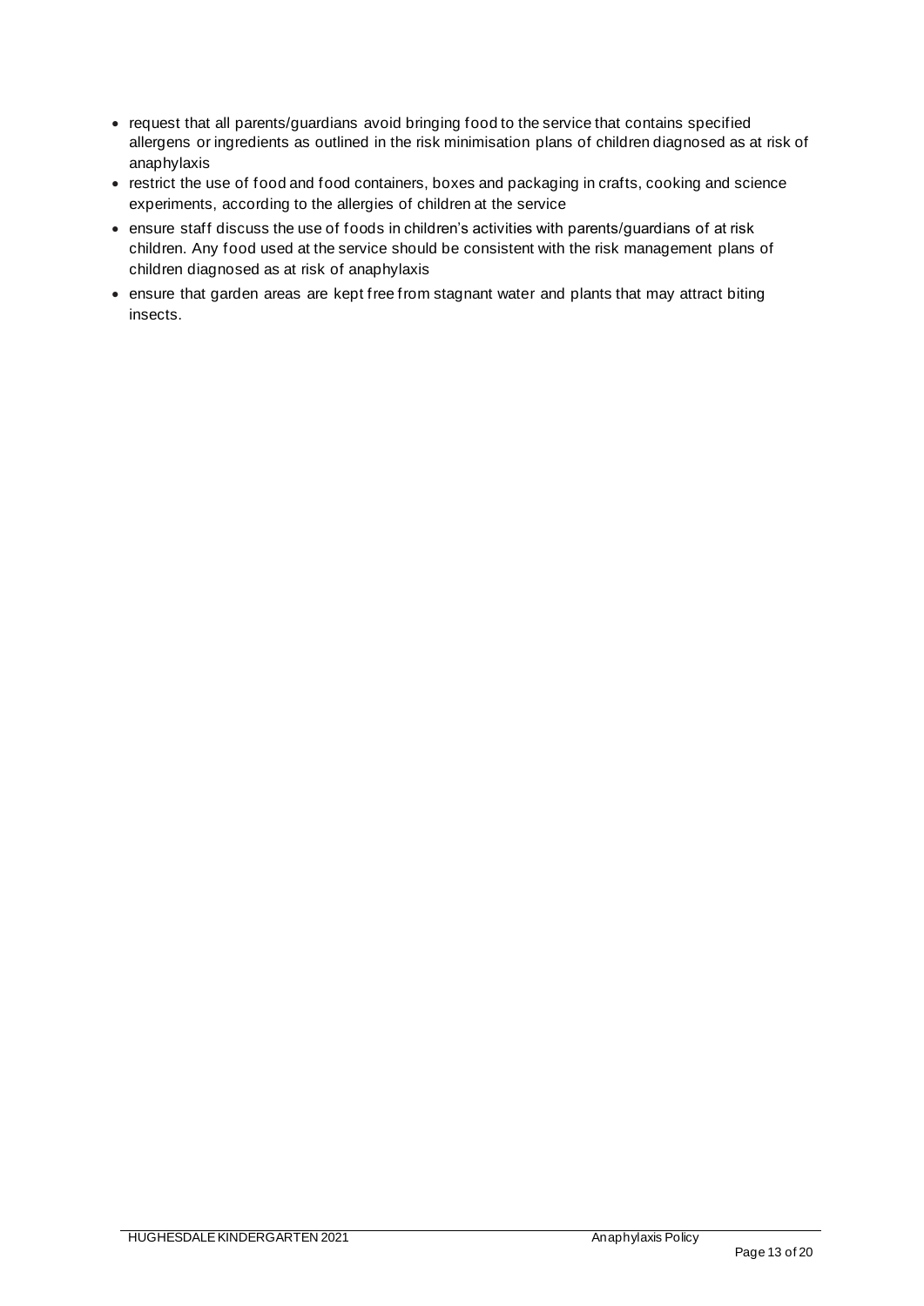- request that all parents/guardians avoid bringing food to the service that contains specified allergens or ingredients as outlined in the risk minimisation plans of children diagnosed as at risk of anaphylaxis
- restrict the use of food and food containers, boxes and packaging in crafts, cooking and science experiments, according to the allergies of children at the service
- ensure staff discuss the use of foods in children's activities with parents/guardians of at risk children. Any food used at the service should be consistent with the risk management plans of children diagnosed as at risk of anaphylaxis
- ensure that garden areas are kept free from stagnant water and plants that may attract biting insects.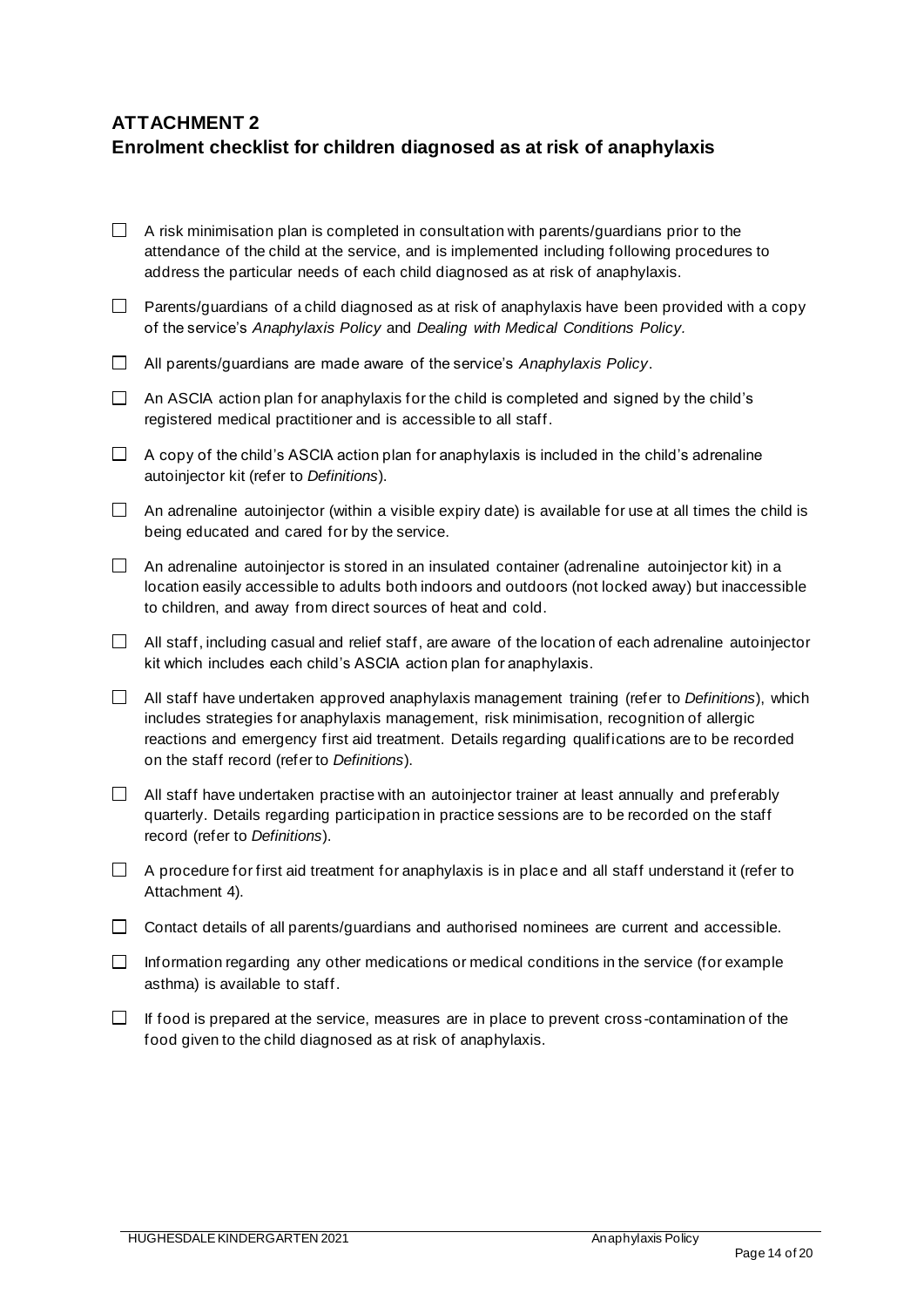## ATTACHMENT 2
## Enrolment checklist for children diagnosed as at risk of anaphylaxis

- ☐ A risk minimisation plan is completed in consultation with parents/guardians prior to the attendance of the child at the service, and is implemented including following procedures to address the particular needs of each child diagnosed as at risk of anaphylaxis.
- ☐ Parents/guardians of a child diagnosed as at risk of anaphylaxis have been provided with a copy of the service's *Anaphylaxis Policy* and *Dealing with Medical Conditions Policy*.
- ☐ All parents/guardians are made aware of the service's *Anaphylaxis Policy*.
- ☐ An ASCIA action plan for anaphylaxis for the child is completed and signed by the child's registered medical practitioner and is accessible to all staff.
- ☐ A copy of the child's ASCIA action plan for anaphylaxis is included in the child's adrenaline autoinjector kit (refer to *Definitions*).
- ☐ An adrenaline autoinjector (within a visible expiry date) is available for use at all times the child is being educated and cared for by the service.
- ☐ An adrenaline autoinjector is stored in an insulated container (adrenaline autoinjector kit) in a location easily accessible to adults both indoors and outdoors (not locked away) but inaccessible to children, and away from direct sources of heat and cold.
- ☐ All staff, including casual and relief staff, are aware of the location of each adrenaline autoinjector kit which includes each child's ASCIA action plan for anaphylaxis.
- ☐ All staff have undertaken approved anaphylaxis management training (refer to *Definitions*), which includes strategies for anaphylaxis management, risk minimisation, recognition of allergic reactions and emergency first aid treatment. Details regarding qualifications are to be recorded on the staff record (refer to *Definitions*).
- ☐ All staff have undertaken practise with an autoinjector trainer at least annually and preferably quarterly. Details regarding participation in practice sessions are to be recorded on the staff record (refer to *Definitions*).
- ☐ A procedure for first aid treatment for anaphylaxis is in place and all staff understand it (refer to Attachment 4).
- ☐ Contact details of all parents/guardians and authorised nominees are current and accessible.
- ☐ Information regarding any other medications or medical conditions in the service (for example asthma) is available to staff.
- ☐ If food is prepared at the service, measures are in place to prevent cross-contamination of the food given to the child diagnosed as at risk of anaphylaxis.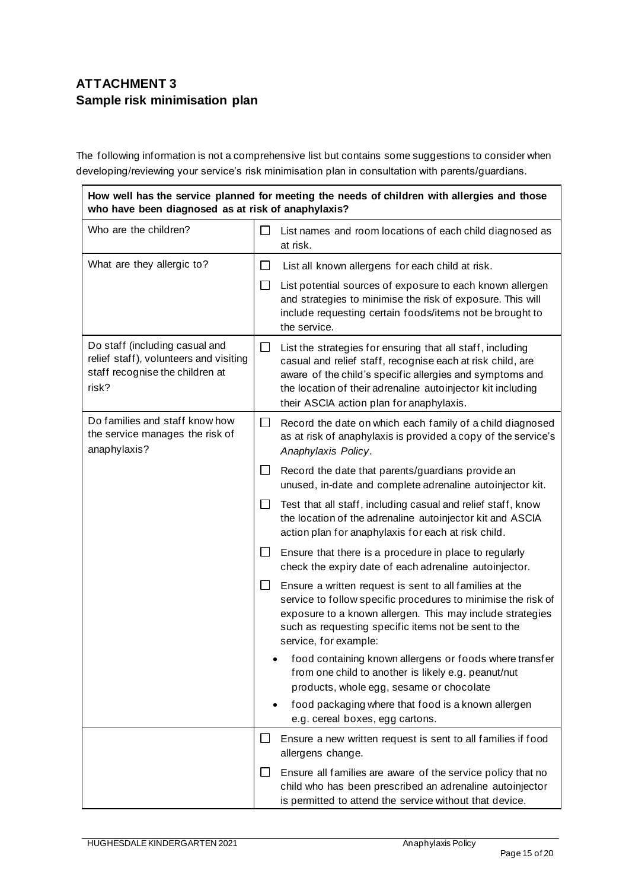## ATTACHMENT 3
## Sample risk minimisation plan

The following information is not a comprehensive list but contains some suggestions to consider when developing/reviewing your service's risk minimisation plan in consultation with parents/guardians.

| **How well has the service planned for meeting the needs of children with allergies and those who have been diagnosed as at risk of anaphylaxis?** | |
|---|---|
| Who are the children? | ☐ List names and room locations of each child diagnosed as at risk. |
| What are they allergic to? | ☐ List all known allergens for each child at risk. |
| | ☐ List potential sources of exposure to each known allergen and strategies to minimise the risk of exposure. This will include requesting certain foods/items not be brought to the service. |
| Do staff (including casual and relief staff), volunteers and visiting staff recognise the children at risk? | ☐ List the strategies for ensuring that all staff, including casual and relief staff, recognise each at risk child, are aware of the child's specific allergies and symptoms and the location of their adrenaline autoinjector kit including their ASCIA action plan for anaphylaxis. |
| Do families and staff know how the service manages the risk of anaphylaxis? | ☐ Record the date on which each family of a child diagnosed as at risk of anaphylaxis is provided a copy of the service's *Anaphylaxis Policy*. |
| | ☐ Record the date that parents/guardians provide an unused, in-date and complete adrenaline autoinjector kit. |
| | ☐ Test that all staff, including casual and relief staff, know the location of the adrenaline autoinjector kit and ASCIA action plan for anaphylaxis for each at risk child. |
| | ☐ Ensure that there is a procedure in place to regularly check the expiry date of each adrenaline autoinjector. |
| | ☐ Ensure a written request is sent to all families at the service to follow specific procedures to minimise the risk of exposure to a known allergen. This may include strategies such as requesting specific items not be sent to the service, for example:<br>• food containing known allergens or foods where transfer from one child to another is likely e.g. peanut/nut products, whole egg, sesame or chocolate<br>• food packaging where that food is a known allergen e.g. cereal boxes, egg cartons. |
| | ☐ Ensure a new written request is sent to all families if food allergens change. |
| | ☐ Ensure all families are aware of the service policy that no child who has been prescribed an adrenaline autoinjector is permitted to attend the service without that device. |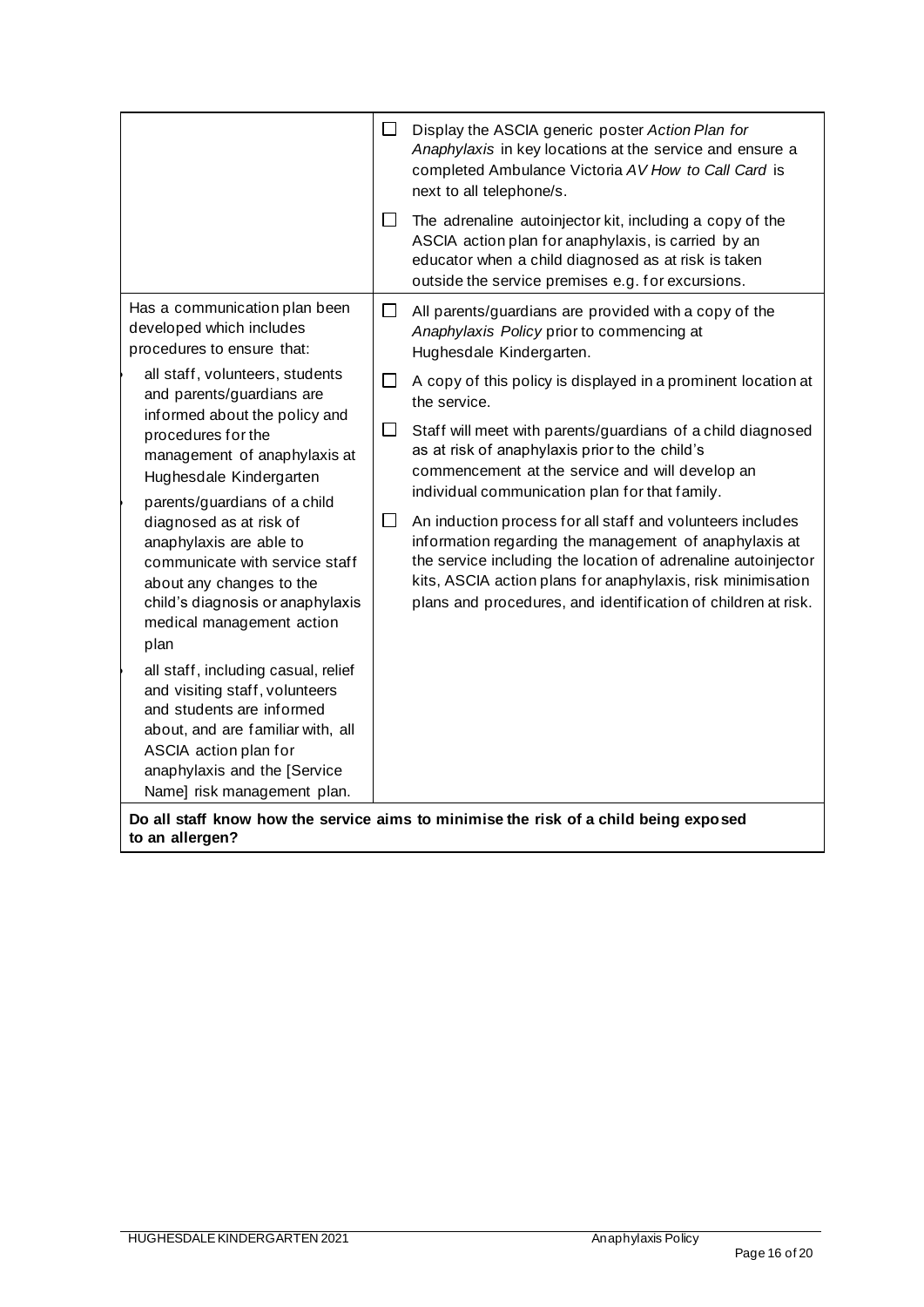| | |
|---|---|
| | ☐ Display the ASCIA generic poster *Action Plan for Anaphylaxis* in key locations at the service and ensure a completed Ambulance Victoria *AV How to Call Card* is next to all telephone/s.<br>☐ The adrenaline autoinjector kit, including a copy of the ASCIA action plan for anaphylaxis, is carried by an educator when a child diagnosed as at risk is taken outside the service premises e.g. for excursions. |
| Has a communication plan been developed which includes procedures to ensure that:<br>• all staff, volunteers, students and parents/guardians are informed about the policy and procedures for the management of anaphylaxis at Hughesdale Kindergarten<br>• parents/guardians of a child diagnosed as at risk of anaphylaxis are able to communicate with service staff about any changes to the child's diagnosis or anaphylaxis medical management action plan<br>• all staff, including casual, relief and visiting staff, volunteers and students are informed about, and are familiar with, all ASCIA action plan for anaphylaxis and the [Service Name] risk management plan. | ☐ All parents/guardians are provided with a copy of the *Anaphylaxis Policy* prior to commencing at Hughesdale Kindergarten.<br>☐ A copy of this policy is displayed in a prominent location at the service.<br>☐ Staff will meet with parents/guardians of a child diagnosed as at risk of anaphylaxis prior to the child's commencement at the service and will develop an individual communication plan for that family.<br>☐ An induction process for all staff and volunteers includes information regarding the management of anaphylaxis at the service including the location of adrenaline autoinjector kits, ASCIA action plans for anaphylaxis, risk minimisation plans and procedures, and identification of children at risk. |
| **Do all staff know how the service aims to minimise the risk of a child being exposed to an allergen?** | |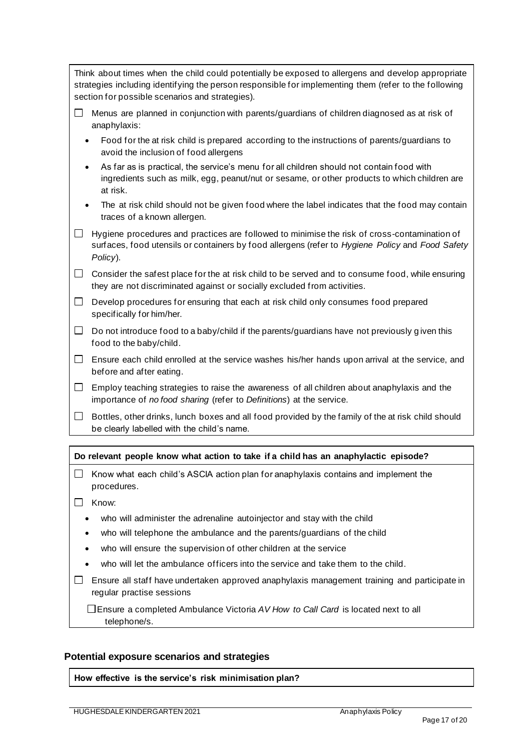Think about times when the child could potentially be exposed to allergens and develop appropriate strategies including identifying the person responsible for implementing them (refer to the following section for possible scenarios and strategies).

☐ Menus are planned in conjunction with parents/guardians of children diagnosed as at risk of anaphylaxis:

- Food for the at risk child is prepared according to the instructions of parents/guardians to avoid the inclusion of food allergens
- As far as is practical, the service's menu for all children should not contain food with ingredients such as milk, egg, peanut/nut or sesame, or other products to which children are at risk.
- The at risk child should not be given food where the label indicates that the food may contain traces of a known allergen.

☐ Hygiene procedures and practices are followed to minimise the risk of cross-contamination of surfaces, food utensils or containers by food allergens (refer to *Hygiene Policy* and *Food Safety Policy*).

☐ Consider the safest place for the at risk child to be served and to consume food, while ensuring they are not discriminated against or socially excluded from activities.

☐ Develop procedures for ensuring that each at risk child only consumes food prepared specifically for him/her.

☐ Do not introduce food to a baby/child if the parents/guardians have not previously given this food to the baby/child.

☐ Ensure each child enrolled at the service washes his/her hands upon arrival at the service, and before and after eating.

☐ Employ teaching strategies to raise the awareness of all children about anaphylaxis and the importance of *no food sharing* (refer to *Definitions*) at the service.

☐ Bottles, other drinks, lunch boxes and all food provided by the family of the at risk child should be clearly labelled with the child's name.

**Do relevant people know what action to take if a child has an anaphylactic episode?**

☐ Know what each child's ASCIA action plan for anaphylaxis contains and implement the procedures.

☐ Know:

- who will administer the adrenaline autoinjector and stay with the child
- who will telephone the ambulance and the parents/guardians of the child
- who will ensure the supervision of other children at the service
- who will let the ambulance officers into the service and take them to the child.

☐ Ensure all staff have undertaken approved anaphylaxis management training and participate in regular practise sessions

☐ Ensure a completed Ambulance Victoria *AV How to Call Card* is located next to all telephone/s.

## Potential exposure scenarios and strategies

**How effective is the service's risk minimisation plan?**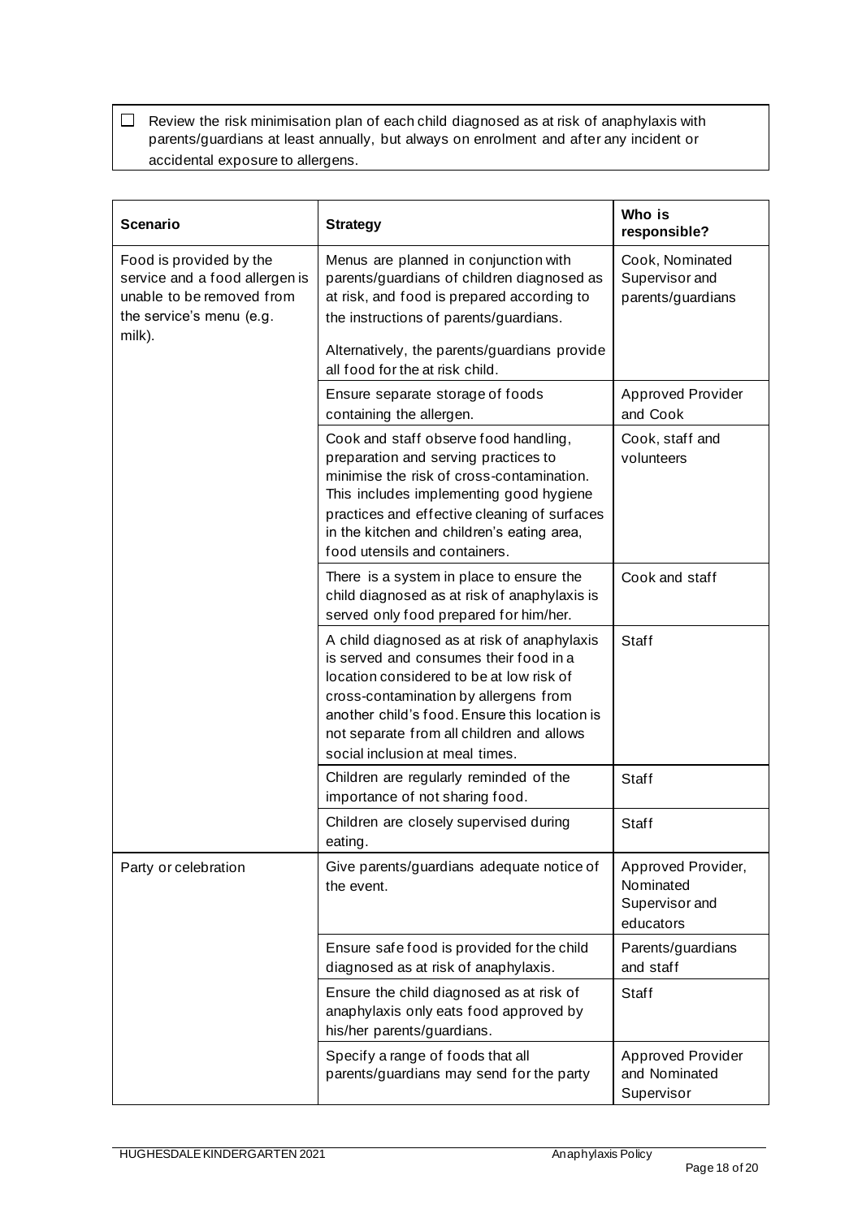☐ Review the risk minimisation plan of each child diagnosed as at risk of anaphylaxis with parents/guardians at least annually, but always on enrolment and after any incident or accidental exposure to allergens.

| Scenario | Strategy | Who is responsible? |
|---|---|---|
| Food is provided by the service and a food allergen is unable to be removed from the service's menu (e.g. milk). | Menus are planned in conjunction with parents/guardians of children diagnosed as at risk, and food is prepared according to the instructions of parents/guardians. Alternatively, the parents/guardians provide all food for the at risk child. | Cook, Nominated Supervisor and parents/guardians |
| | Ensure separate storage of foods containing the allergen. | Approved Provider and Cook |
| | Cook and staff observe food handling, preparation and serving practices to minimise the risk of cross-contamination. This includes implementing good hygiene practices and effective cleaning of surfaces in the kitchen and children's eating area, food utensils and containers. | Cook, staff and volunteers |
| | There is a system in place to ensure the child diagnosed as at risk of anaphylaxis is served only food prepared for him/her. | Cook and staff |
| | A child diagnosed as at risk of anaphylaxis is served and consumes their food in a location considered to be at low risk of cross-contamination by allergens from another child's food. Ensure this location is not separate from all children and allows social inclusion at meal times. | Staff |
| | Children are regularly reminded of the importance of not sharing food. | Staff |
| | Children are closely supervised during eating. | Staff |
| Party or celebration | Give parents/guardians adequate notice of the event. | Approved Provider, Nominated Supervisor and educators |
| | Ensure safe food is provided for the child diagnosed as at risk of anaphylaxis. | Parents/guardians and staff |
| | Ensure the child diagnosed as at risk of anaphylaxis only eats food approved by his/her parents/guardians. | Staff |
| | Specify a range of foods that all parents/guardians may send for the party | Approved Provider and Nominated Supervisor |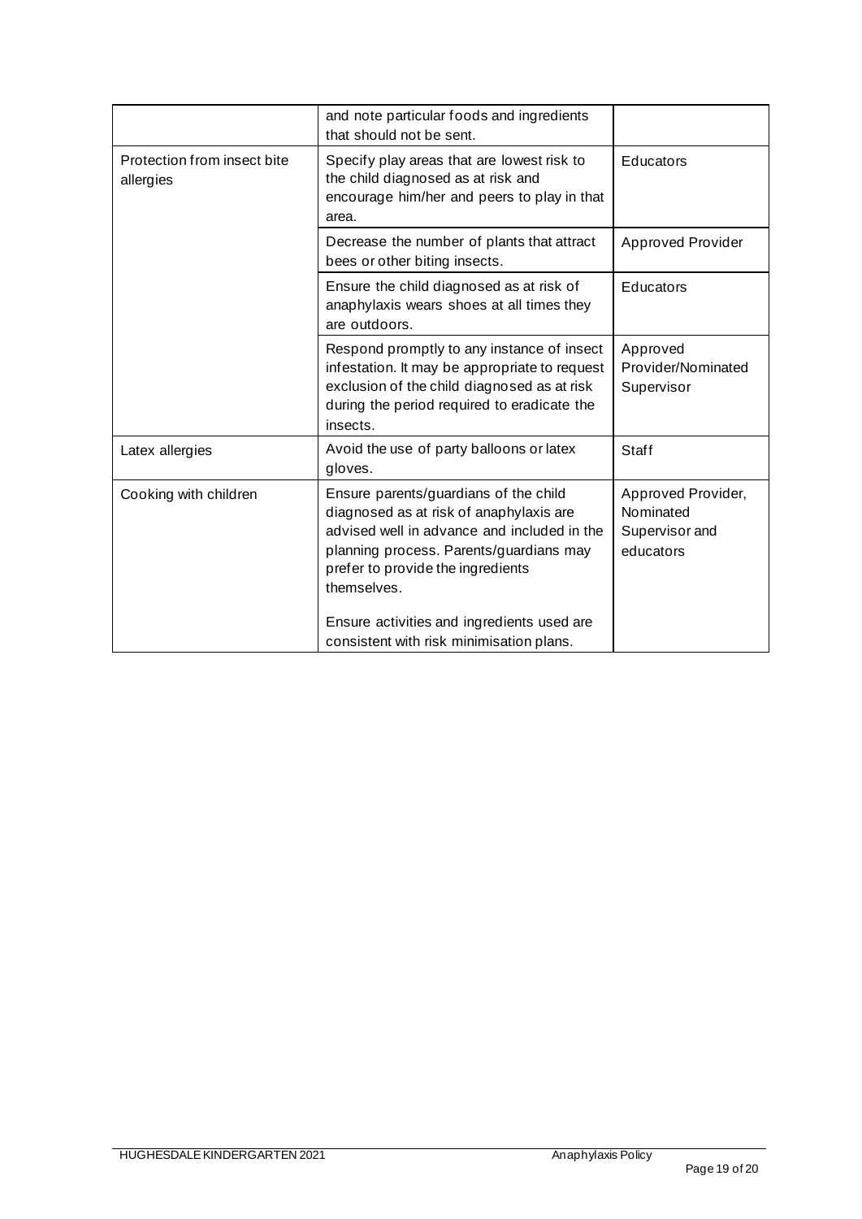|  |  |  |
|---|---|---|
|  | and note particular foods and ingredients that should not be sent. |  |
| Protection from insect bite allergies | Specify play areas that are lowest risk to the child diagnosed as at risk and encourage him/her and peers to play in that area. | Educators |
|  | Decrease the number of plants that attract bees or other biting insects. | Approved Provider |
|  | Ensure the child diagnosed as at risk of anaphylaxis wears shoes at all times they are outdoors. | Educators |
|  | Respond promptly to any instance of insect infestation. It may be appropriate to request exclusion of the child diagnosed as at risk during the period required to eradicate the insects. | Approved Provider/Nominated Supervisor |
| Latex allergies | Avoid the use of party balloons or latex gloves. | Staff |
| Cooking with children | Ensure parents/guardians of the child diagnosed as at risk of anaphylaxis are advised well in advance and included in the planning process. Parents/guardians may prefer to provide the ingredients themselves.<br><br>Ensure activities and ingredients used are consistent with risk minimisation plans. | Approved Provider, Nominated Supervisor and educators |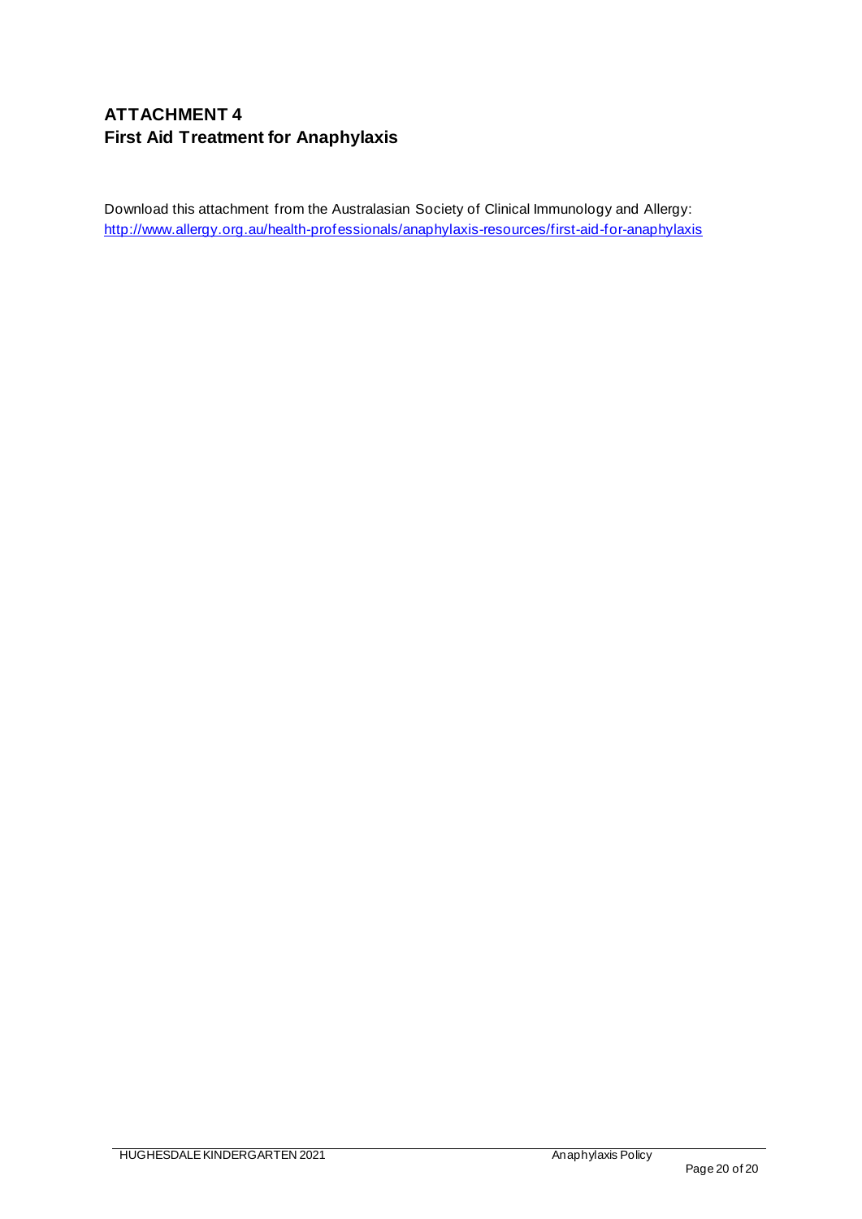## ATTACHMENT 4
## First Aid Treatment for Anaphylaxis

Download this attachment from the Australasian Society of Clinical Immunology and Allergy: [http://www.allergy.org.au/health-professionals/anaphylaxis-resources/first-aid-for-anaphylaxis](http://www.allergy.org.au/health-professionals/anaphylaxis-resources/first-aid-for-anaphylaxis)